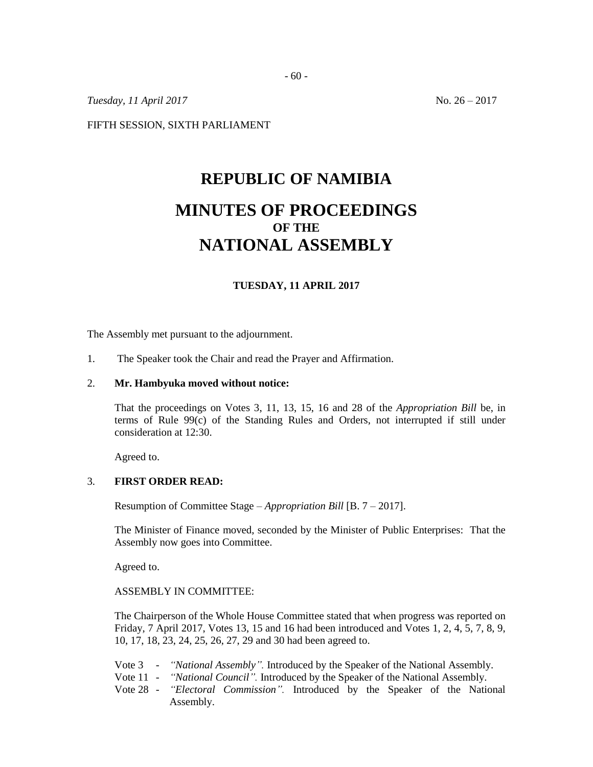*Tuesday, 11 April 2017* No. 26 – 2017

FIFTH SESSION, SIXTH PARLIAMENT

# REPUBLIC OF NAMIBIA

# MINUTES OF PROCEEDINGS
## OF THE
# NATIONAL ASSEMBLY

**TUESDAY, 11 APRIL 2017**

The Assembly met pursuant to the adjournment.

1. The Speaker took the Chair and read the Prayer and Affirmation.

2. **Mr. Hambyuka moved without notice:**

   That the proceedings on Votes 3, 11, 13, 15, 16 and 28 of the *Appropriation Bill* be, in terms of Rule 99(c) of the Standing Rules and Orders, not interrupted if still under consideration at 12:30.

   Agreed to.

3. **FIRST ORDER READ:**

   Resumption of Committee Stage – *Appropriation Bill* [B. 7 – 2017].

   The Minister of Finance moved, seconded by the Minister of Public Enterprises: That the Assembly now goes into Committee.

   Agreed to.

   ASSEMBLY IN COMMITTEE:

   The Chairperson of the Whole House Committee stated that when progress was reported on Friday, 7 April 2017, Votes 13, 15 and 16 had been introduced and Votes 1, 2, 4, 5, 7, 8, 9, 10, 17, 18, 23, 24, 25, 26, 27, 29 and 30 had been agreed to.

   Vote 3 - *"National Assembly".* Introduced by the Speaker of the National Assembly.
   Vote 11 - *"National Council".* Introduced by the Speaker of the National Assembly.
   Vote 28 - *"Electoral Commission".* Introduced by the Speaker of the National Assembly.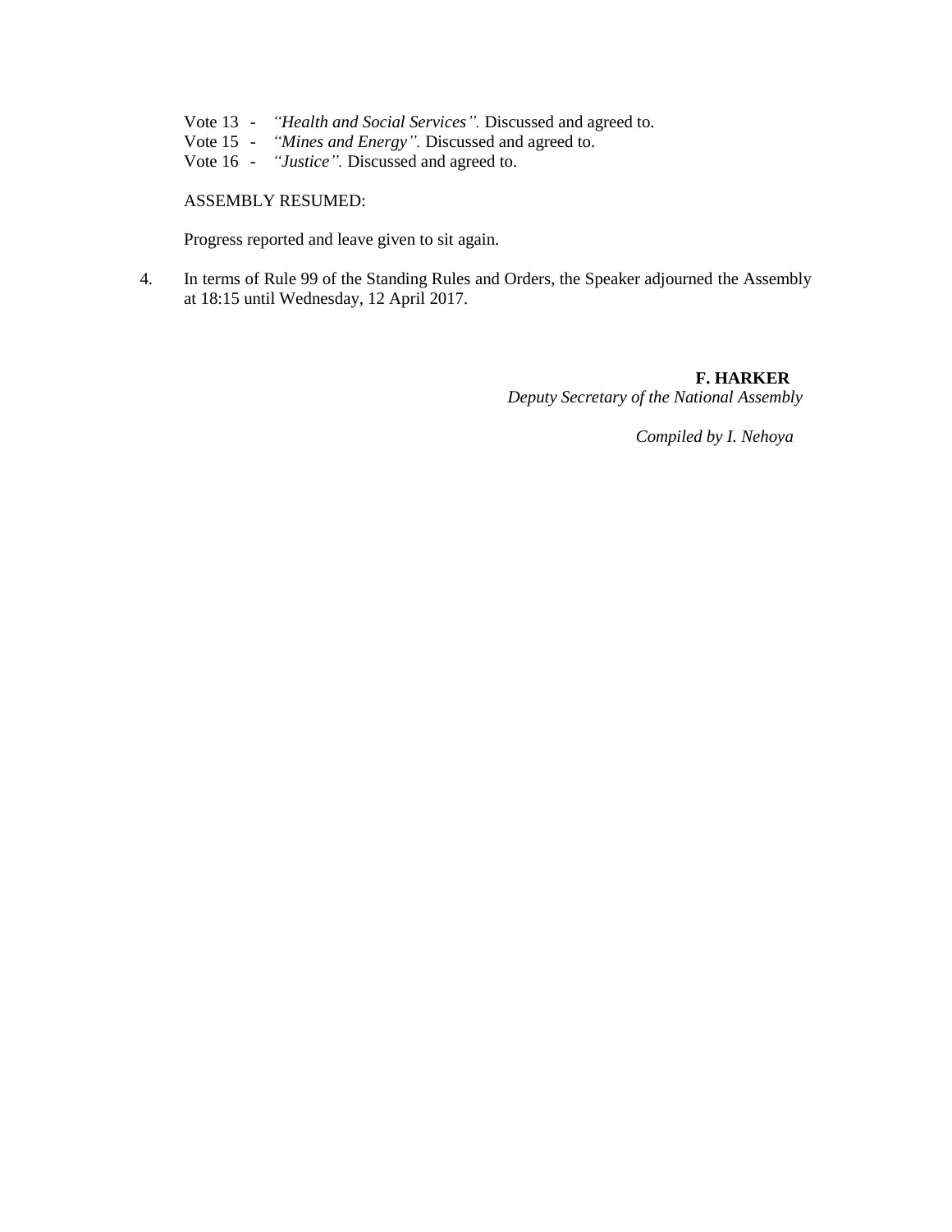Vote 13 - *"Health and Social Services".* Discussed and agreed to.
Vote 15 - *"Mines and Energy".* Discussed and agreed to.
Vote 16 - *"Justice".* Discussed and agreed to.

ASSEMBLY RESUMED:

Progress reported and leave given to sit again.

4. In terms of Rule 99 of the Standing Rules and Orders, the Speaker adjourned the Assembly at 18:15 until Wednesday, 12 April 2017.

**F. HARKER**
*Deputy Secretary of the National Assembly*

*Compiled by I. Nehoya*